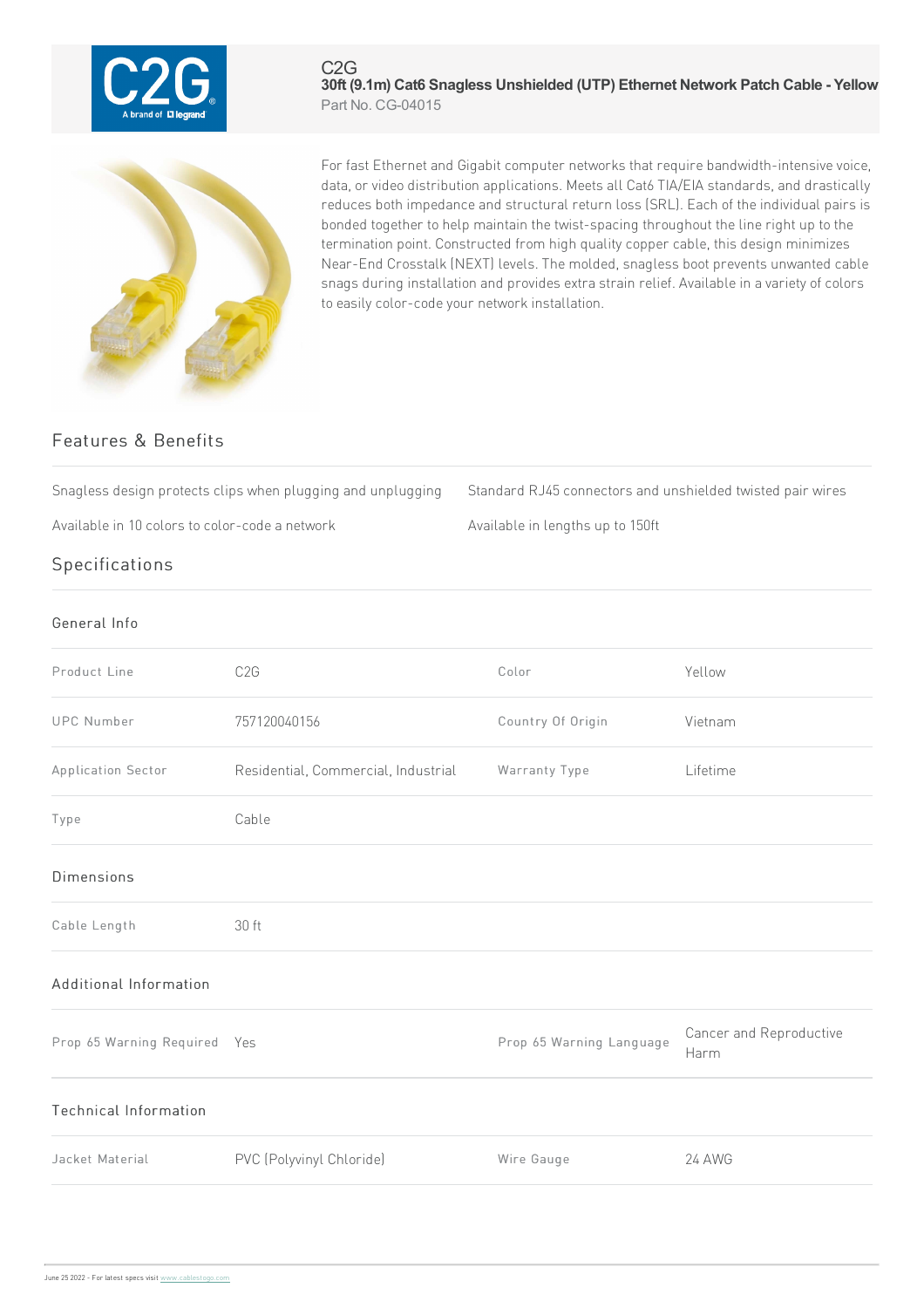C2G

# 30ft (9.1m) Cat6 Snagless Unshielded (UTP) Ethernet Network Patch Cable - Yellow

Part No. CG-04015

For fast Ethernet and Gigabit computer networks that require bandwidth-intensive voice, data, or video distribution applications. Meets all Cat6 TIA/EIA standards, and drastically reduces both impedance and structural return loss (SRL). Each of the individual pairs is bonded together to help maintain the twist-spacing throughout the line right up to the termination point. Constructed from high quality copper cable, this design minimizes Near-End Crosstalk (NEXT) levels. The molded, snagless boot prevents unwanted cable snags during installation and provides extra strain relief. Available in a variety of colors to easily color-code your network installation.

## Features & Benefits

- Snagless design protects clips when plugging and unplugging
- Standard RJ45 connectors and unshielded twisted pair wires
- Available in 10 colors to color-code a network
- Available in lengths up to 150ft

## Specifications

### General Info

| | | | |
|---|---|---|---|
| Product Line | C2G | Color | Yellow |
| UPC Number | 757120040156 | Country Of Origin | Vietnam |
| Application Sector | Residential, Commercial, Industrial | Warranty Type | Lifetime |
| Type | Cable | | |

### Dimensions

| | |
|---|---|
| Cable Length | 30 ft |

### Additional Information

| | | | |
|---|---|---|---|
| Prop 65 Warning Required | Yes | Prop 65 Warning Language | Cancer and Reproductive Harm |

### Technical Information

| | | | |
|---|---|---|---|
| Jacket Material | PVC (Polyvinyl Chloride) | Wire Gauge | 24 AWG |

June 25 2022 - For latest specs visit www.cablestogo.com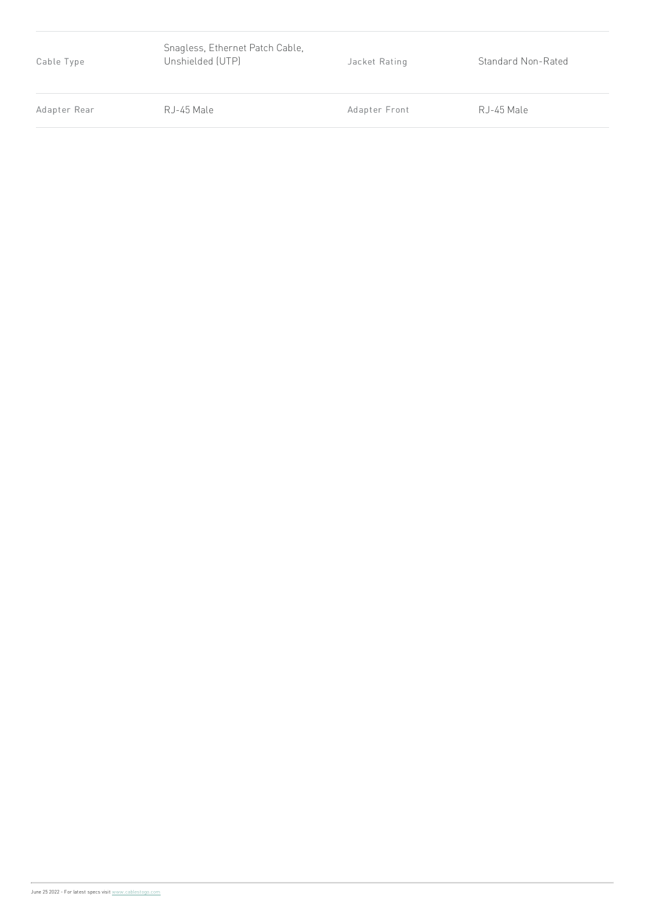| | | | |
|---|---|---|---|
| Cable Type | Snagless, Ethernet Patch Cable, Unshielded (UTP) | Jacket Rating | Standard Non-Rated |
| Adapter Rear | RJ-45 Male | Adapter Front | RJ-45 Male |